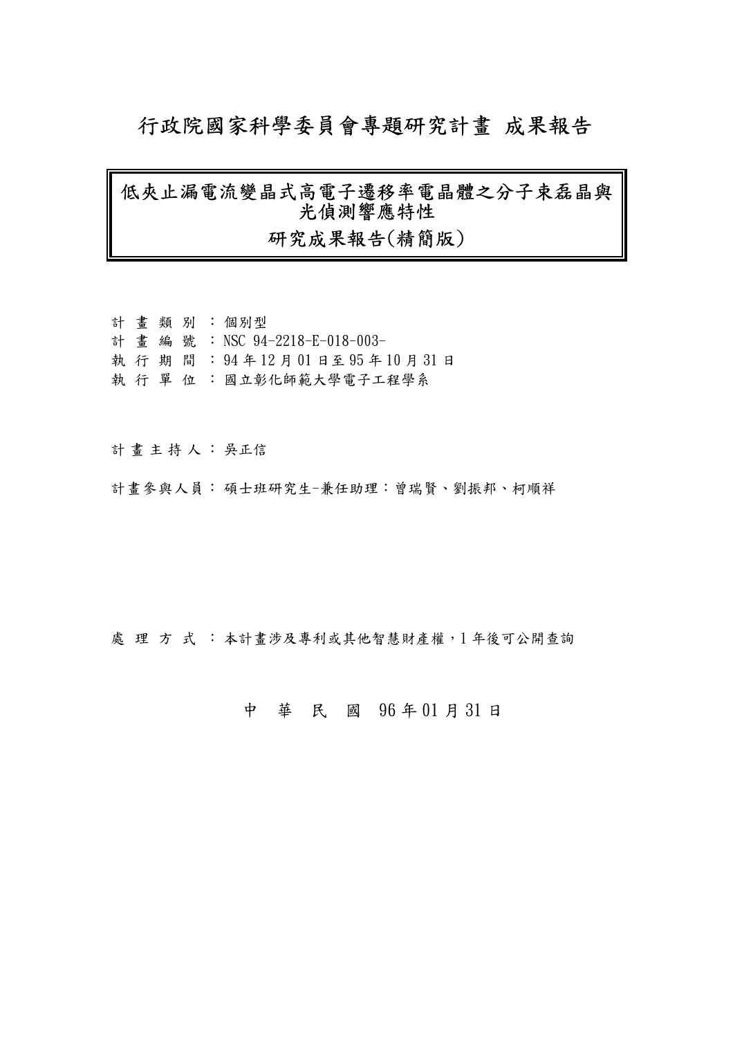# 行政院國家科學委員會專題研究計畫 成果報告

## 低夾止漏電流變晶式高電子遷移率電晶體之分子束磊晶與光偵測響應特性

## 研究成果報告(精簡版)

計 畫 類 別 ：個別型
計 畫 編 號 ：NSC 94-2218-E-018-003-
執 行 期 間 ：94 年 12 月 01 日至 95 年 10 月 31 日
執 行 單 位 ：國立彰化師範大學電子工程學系

計 畫 主 持 人 ：吳正信

計畫參與人員： 碩士班研究生-兼任助理：曾瑞賢、劉振邦、柯順祥

處 理 方 式 ：本計畫涉及專利或其他智慧財產權，1 年後可公開查詢

中 華 民 國 96 年 01 月 31 日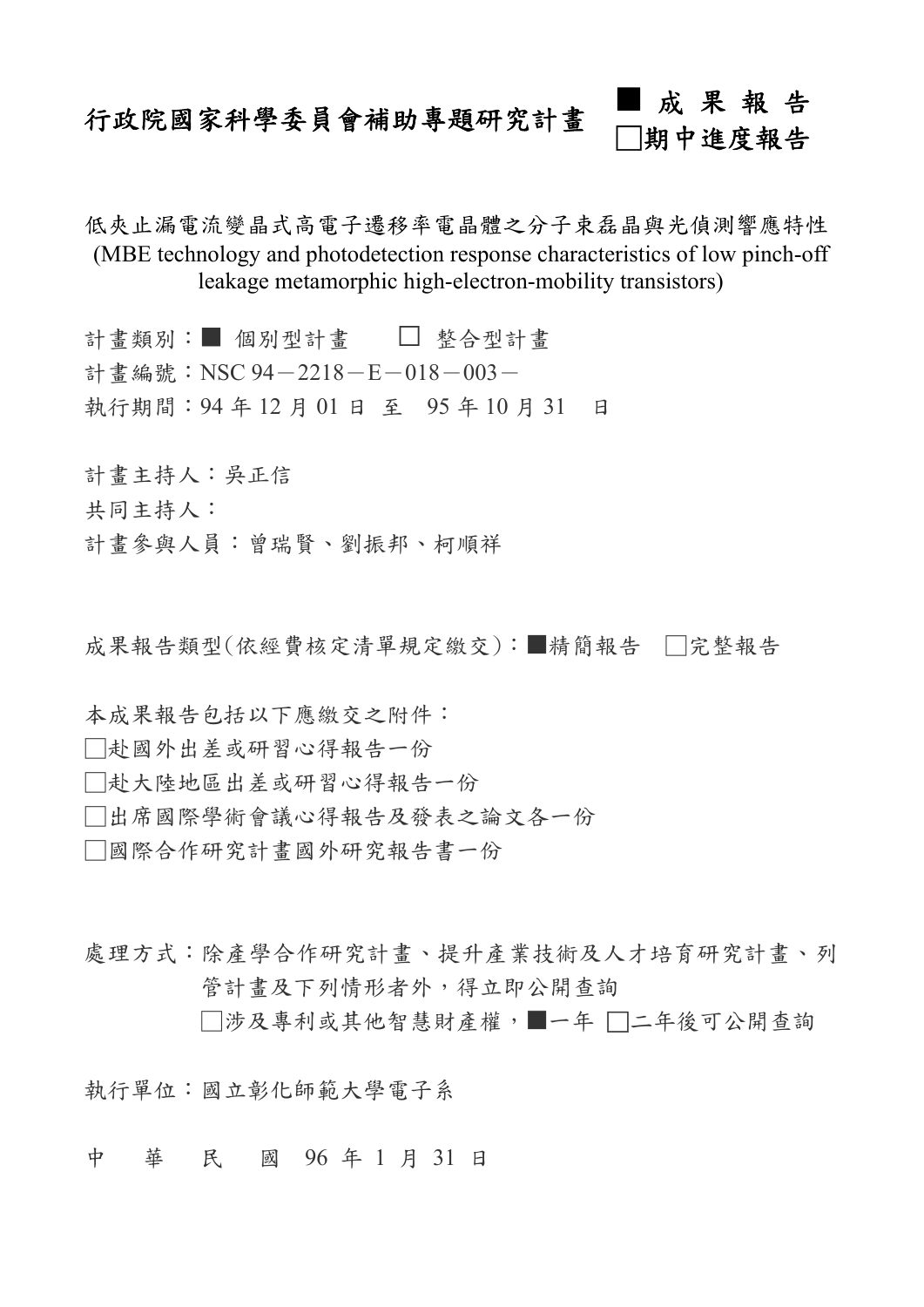# 行政院國家科學委員會補助專題研究計畫

■ 成 果 報 告
□期中進度報告

低夾止漏電流變晶式高電子遷移率電晶體之分子束磊晶與光偵測響應特性
(MBE technology and photodetection response characteristics of low pinch-off leakage metamorphic high-electron-mobility transistors)

計畫類別：■ 個別型計畫　□ 整合型計畫

計畫編號：NSC 94－2218－E－018－003－

執行期間：94 年 12 月 01 日 至 95 年 10 月 31 日

計畫主持人：吳正信

共同主持人：

計畫參與人員：曾瑞賢、劉振邦、柯順祥

成果報告類型(依經費核定清單規定繳交)：■精簡報告　□完整報告

本成果報告包括以下應繳交之附件：

□赴國外出差或研習心得報告一份

□赴大陸地區出差或研習心得報告一份

□出席國際學術會議心得報告及發表之論文各一份

□國際合作研究計畫國外研究報告書一份

處理方式：除產學合作研究計畫、提升產業技術及人才培育研究計畫、列管計畫及下列情形者外，得立即公開查詢

□涉及專利或其他智慧財產權，■一年 □二年後可公開查詢

執行單位：國立彰化師範大學電子系

中　華　民　國 96 年 1 月 31 日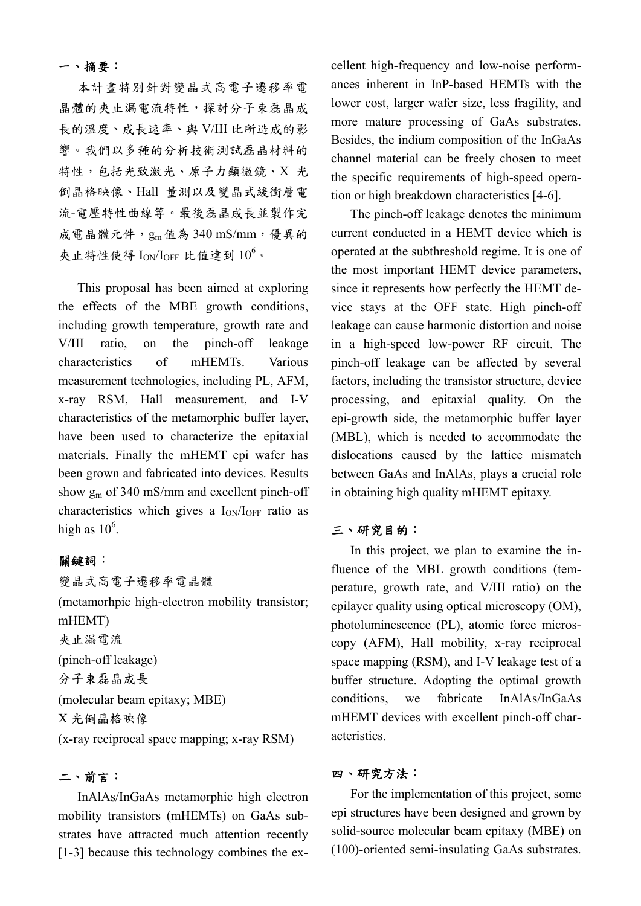## 一、摘要：

本計畫特別針對變晶式高電子遷移率電晶體的夾止漏電流特性，探討分子束磊晶成長的溫度、成長速率、與 V/III 比所造成的影響。我們以多種的分析技術測試磊晶材料的特性，包括光致激光、原子力顯微鏡、X 光倒晶格映像、Hall 量測以及變晶式緩衝層電流-電壓特性曲線等。最後磊晶成長並製作完成電晶體元件，$g_m$ 值為 340 mS/mm，優異的夾止特性使得 $I_{ON}/I_{OFF}$ 比值達到 $10^6$。

This proposal has been aimed at exploring the effects of the MBE growth conditions, including growth temperature, growth rate and V/III ratio, on the pinch-off leakage characteristics of mHEMTs. Various measurement technologies, including PL, AFM, x-ray RSM, Hall measurement, and I-V characteristics of the metamorphic buffer layer, have been used to characterize the epitaxial materials. Finally the mHEMT epi wafer has been grown and fabricated into devices. Results show $g_m$ of 340 mS/mm and excellent pinch-off characteristics which gives a $I_{ON}/I_{OFF}$ ratio as high as $10^6$.

**關鍵詞**：

變晶式高電子遷移率電晶體
(metamorhpic high-electron mobility transistor; mHEMT)
夾止漏電流
(pinch-off leakage)
分子束磊晶成長
(molecular beam epitaxy; MBE)
X 光倒晶格映像
(x-ray reciprocal space mapping; x-ray RSM)

## 二、前言：

InAlAs/InGaAs metamorphic high electron mobility transistors (mHEMTs) on GaAs substrates have attracted much attention recently [1-3] because this technology combines the excellent high-frequency and low-noise performances inherent in InP-based HEMTs with the lower cost, larger wafer size, less fragility, and more mature processing of GaAs substrates. Besides, the indium composition of the InGaAs channel material can be freely chosen to meet the specific requirements of high-speed operation or high breakdown characteristics [4-6].

The pinch-off leakage denotes the minimum current conducted in a HEMT device which is operated at the subthreshold regime. It is one of the most important HEMT device parameters, since it represents how perfectly the HEMT device stays at the OFF state. High pinch-off leakage can cause harmonic distortion and noise in a high-speed low-power RF circuit. The pinch-off leakage can be affected by several factors, including the transistor structure, device processing, and epitaxial quality. On the epi-growth side, the metamorphic buffer layer (MBL), which is needed to accommodate the dislocations caused by the lattice mismatch between GaAs and InAlAs, plays a crucial role in obtaining high quality mHEMT epitaxy.

## 三、研究目的：

In this project, we plan to examine the influence of the MBL growth conditions (temperature, growth rate, and V/III ratio) on the epilayer quality using optical microscopy (OM), photoluminescence (PL), atomic force microscopy (AFM), Hall mobility, x-ray reciprocal space mapping (RSM), and I-V leakage test of a buffer structure. Adopting the optimal growth conditions, we fabricate InAlAs/InGaAs mHEMT devices with excellent pinch-off characteristics.

## 四、研究方法：

For the implementation of this project, some epi structures have been designed and grown by solid-source molecular beam epitaxy (MBE) on (100)-oriented semi-insulating GaAs substrates.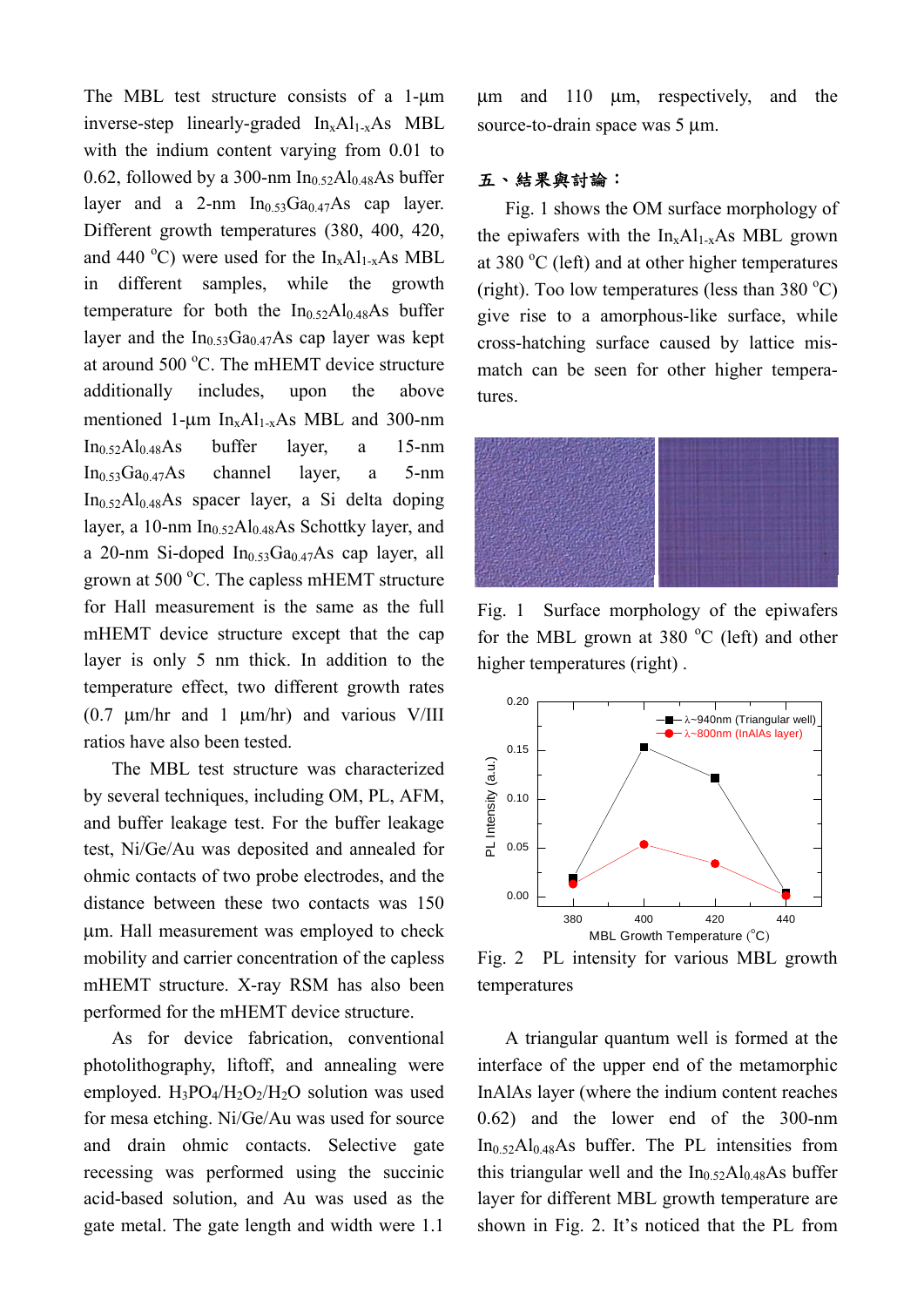The MBL test structure consists of a 1-μm inverse-step linearly-graded $In_xAl_{1-x}As$ MBL with the indium content varying from 0.01 to 0.62, followed by a 300-nm $In_{0.52}Al_{0.48}As$ buffer layer and a 2-nm $In_{0.53}Ga_{0.47}As$ cap layer. Different growth temperatures (380, 400, 420, and 440 $^{o}C$) were used for the $In_xAl_{1-x}As$ MBL in different samples, while the growth temperature for both the $In_{0.52}Al_{0.48}As$ buffer layer and the $In_{0.53}Ga_{0.47}As$ cap layer was kept at around 500 $^{o}C$. The mHEMT device structure additionally includes, upon the above mentioned 1-μm $In_xAl_{1-x}As$ MBL and 300-nm $In_{0.52}Al_{0.48}As$ buffer layer, a 15-nm $In_{0.53}Ga_{0.47}As$ channel layer, a 5-nm $In_{0.52}Al_{0.48}As$ spacer layer, a Si delta doping layer, a 10-nm $In_{0.52}Al_{0.48}As$ Schottky layer, and a 20-nm Si-doped $In_{0.53}Ga_{0.47}As$ cap layer, all grown at 500 $^{o}C$. The capless mHEMT structure for Hall measurement is the same as the full mHEMT device structure except that the cap layer is only 5 nm thick. In addition to the temperature effect, two different growth rates (0.7 μm/hr and 1 μm/hr) and various V/III ratios have also been tested.

The MBL test structure was characterized by several techniques, including OM, PL, AFM, and buffer leakage test. For the buffer leakage test, Ni/Ge/Au was deposited and annealed for ohmic contacts of two probe electrodes, and the distance between these two contacts was 150 μm. Hall measurement was employed to check mobility and carrier concentration of the capless mHEMT structure. X-ray RSM has also been performed for the mHEMT device structure.

As for device fabrication, conventional photolithography, liftoff, and annealing were employed. $H_3PO_4/H_2O_2/H_2O$ solution was used for mesa etching. Ni/Ge/Au was used for source and drain ohmic contacts. Selective gate recessing was performed using the succinic acid-based solution, and Au was used as the gate metal. The gate length and width were 1.1 μm and 110 μm, respectively, and the source-to-drain space was 5 μm.

## 五、結果與討論：

Fig. 1 shows the OM surface morphology of the epiwafers with the $In_xAl_{1-x}As$ MBL grown at 380 $^{o}C$ (left) and at other higher temperatures (right). Too low temperatures (less than 380 $^{o}C$) give rise to a amorphous-like surface, while cross-hatching surface caused by lattice mis-match can be seen for other higher tempera-tures.

Fig. 1 Surface morphology of the epiwafers for the MBL grown at 380 $^{o}C$ (left) and other higher temperatures (right) .

Fig. 2 PL intensity for various MBL growth temperatures

A triangular quantum well is formed at the interface of the upper end of the metamorphic InAlAs layer (where the indium content reaches 0.62) and the lower end of the 300-nm $In_{0.52}Al_{0.48}As$ buffer. The PL intensities from this triangular well and the $In_{0.52}Al_{0.48}As$ buffer layer for different MBL growth temperature are shown in Fig. 2. It's noticed that the PL from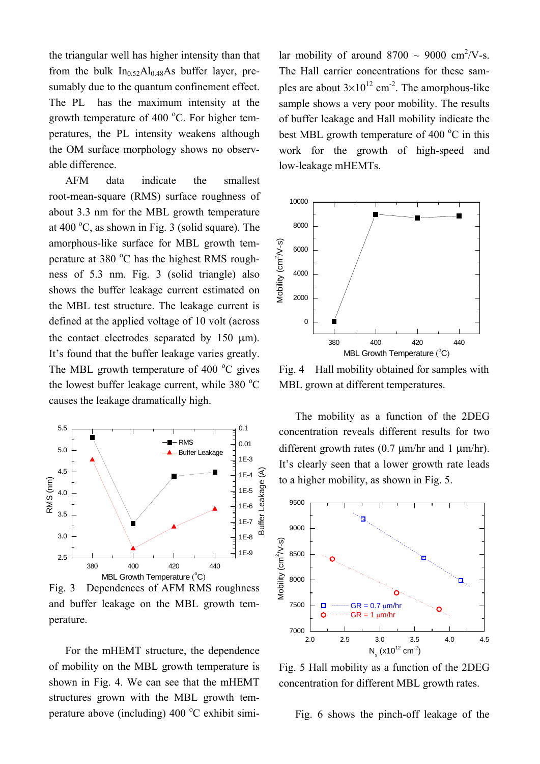the triangular well has higher intensity than that from the bulk $In_{0.52}Al_{0.48}As$ buffer layer, presumably due to the quantum confinement effect. The PL has the maximum intensity at the growth temperature of 400 °C. For higher temperatures, the PL intensity weakens although the OM surface morphology shows no observable difference.

AFM data indicate the smallest root-mean-square (RMS) surface roughness of about 3.3 nm for the MBL growth temperature at 400 °C, as shown in Fig. 3 (solid square). The amorphous-like surface for MBL growth temperature at 380 °C has the highest RMS roughness of 5.3 nm. Fig. 3 (solid triangle) also shows the buffer leakage current estimated on the MBL test structure. The leakage current is defined at the applied voltage of 10 volt (across the contact electrodes separated by 150 μm). It's found that the buffer leakage varies greatly. The MBL growth temperature of 400 °C gives the lowest buffer leakage current, while 380 °C causes the leakage dramatically high.

Fig. 3 Dependences of AFM RMS roughness and buffer leakage on the MBL growth temperature.

For the mHEMT structure, the dependence of mobility on the MBL growth temperature is shown in Fig. 4. We can see that the mHEMT structures grown with the MBL growth temperature above (including) 400 °C exhibit similar mobility of around 8700 ~ 9000 $cm^2$/V-s. The Hall carrier concentrations for these samples are about $3\times10^{12}$ $cm^{-2}$. The amorphous-like sample shows a very poor mobility. The results of buffer leakage and Hall mobility indicate the best MBL growth temperature of 400 °C in this work for the growth of high-speed and low-leakage mHEMTs.

Fig. 4 Hall mobility obtained for samples with MBL grown at different temperatures.

The mobility as a function of the 2DEG concentration reveals different results for two different growth rates (0.7 μm/hr and 1 μm/hr). It's clearly seen that a lower growth rate leads to a higher mobility, as shown in Fig. 5.

Fig. 5 Hall mobility as a function of the 2DEG concentration for different MBL growth rates.

Fig. 6 shows the pinch-off leakage of the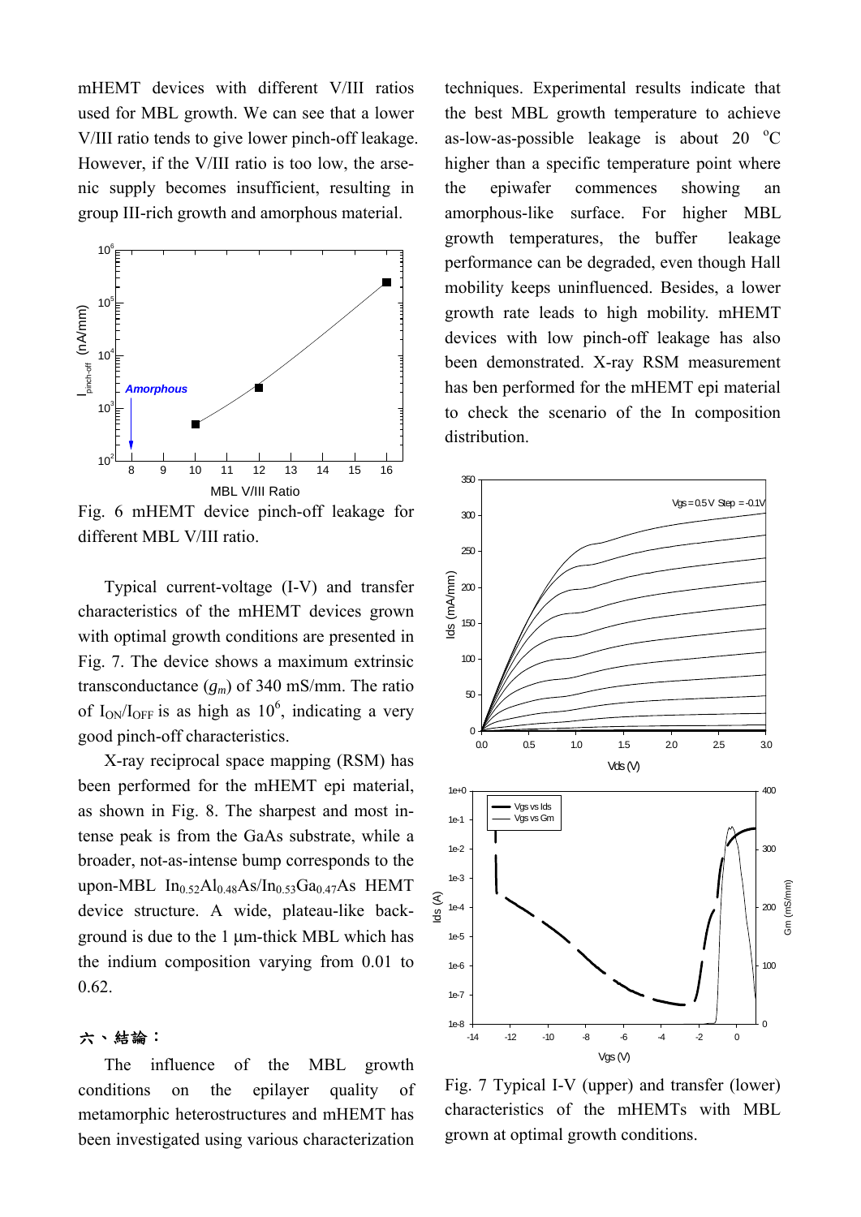mHEMT devices with different V/III ratios used for MBL growth. We can see that a lower V/III ratio tends to give lower pinch-off leakage. However, if the V/III ratio is too low, the arsenic supply becomes insufficient, resulting in group III-rich growth and amorphous material.

Fig. 6 mHEMT device pinch-off leakage for different MBL V/III ratio.

Typical current-voltage (I-V) and transfer characteristics of the mHEMT devices grown with optimal growth conditions are presented in Fig. 7. The device shows a maximum extrinsic transconductance ($g_m$) of 340 mS/mm. The ratio of $I_{ON}/I_{OFF}$ is as high as $10^6$, indicating a very good pinch-off characteristics.

X-ray reciprocal space mapping (RSM) has been performed for the mHEMT epi material, as shown in Fig. 8. The sharpest and most intense peak is from the GaAs substrate, while a broader, not-as-intense bump corresponds to the upon-MBL $In_{0.52}Al_{0.48}As/In_{0.53}Ga_{0.47}As$ HEMT device structure. A wide, plateau-like background is due to the 1 μm-thick MBL which has the indium composition varying from 0.01 to 0.62.

## 六、結論：

The influence of the MBL growth conditions on the epilayer quality of metamorphic heterostructures and mHEMT has been investigated using various characterization techniques. Experimental results indicate that the best MBL growth temperature to achieve as-low-as-possible leakage is about 20 °C higher than a specific temperature point where the epiwafer commences showing an amorphous-like surface. For higher MBL growth temperatures, the buffer leakage performance can be degraded, even though Hall mobility keeps uninfluenced. Besides, a lower growth rate leads to high mobility. mHEMT devices with low pinch-off leakage has also been demonstrated. X-ray RSM measurement has ben performed for the mHEMT epi material to check the scenario of the In composition distribution.

Fig. 7 Typical I-V (upper) and transfer (lower) characteristics of the mHEMTs with MBL grown at optimal growth conditions.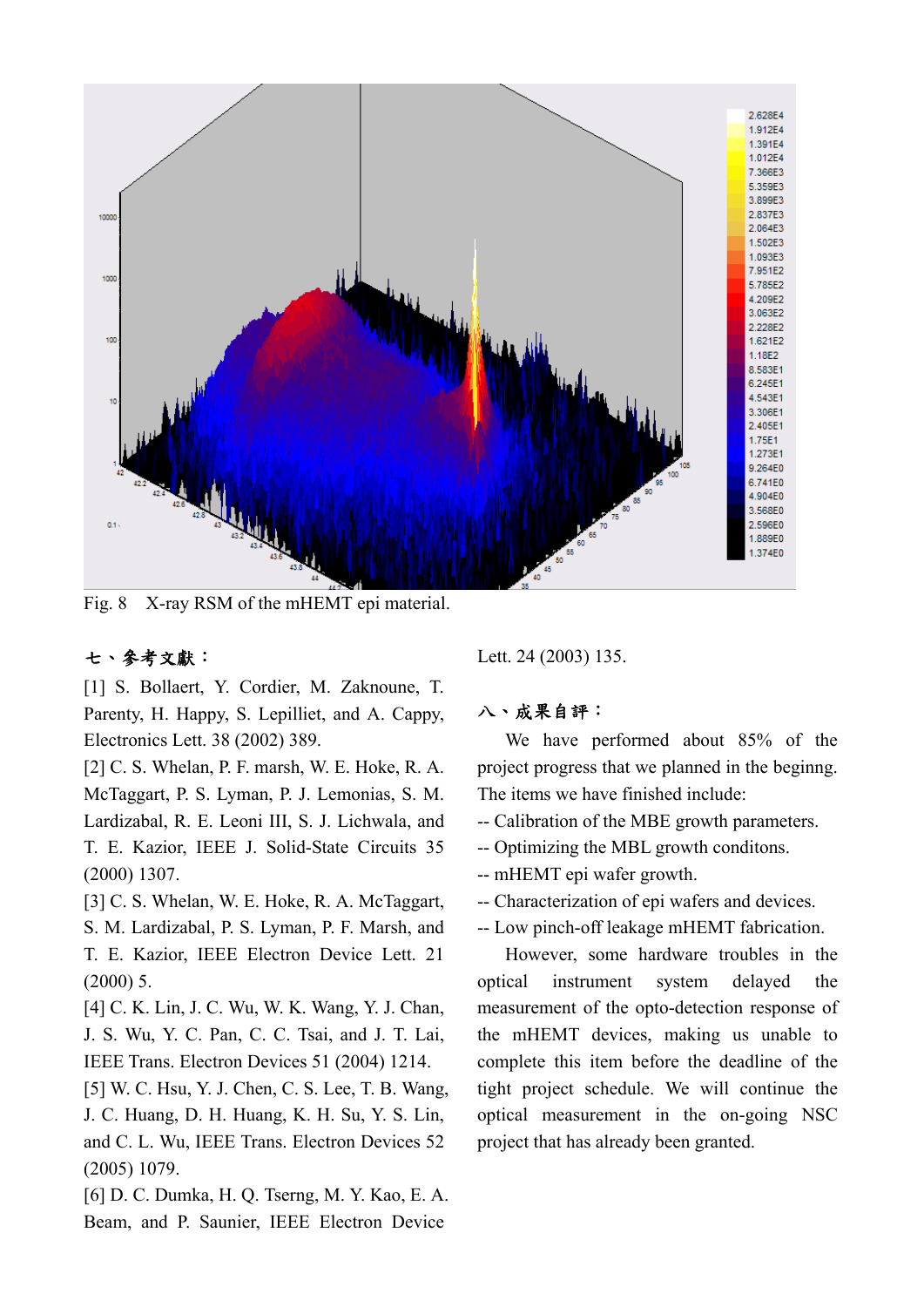2.628E4
1.912E4
1.391E4
1.012E4
7.366E3
5.359E3
3.899E3
2.837E3
2.064E3
1.502E3
1.093E3
7.951E2
5.785E2
4.209E2
3.063E2
2.228E2
1.621E2
1.18E2
8.583E1
6.245E1
4.543E1
3.306E1
2.405E1
1.75E1
1.273E1
9.264E0
6.741E0
4.904E0
3.568E0
2.596E0
1.889E0
1.374E0

10000
1000
100
10
1
0.1

42
42.2
42.4
42.6
42.8
43
43.2
43.4
43.6
43.8
44
44.2

35
40
45
50
55
60
65
70
75
80
85
90
95
100
105

Fig. 8 X-ray RSM of the mHEMT epi material.

## 七、參考文獻：

[1] S. Bollaert, Y. Cordier, M. Zaknoune, T. Parenty, H. Happy, S. Lepilliet, and A. Cappy, Electronics Lett. 38 (2002) 389.

[2] C. S. Whelan, P. F. marsh, W. E. Hoke, R. A. McTaggart, P. S. Lyman, P. J. Lemonias, S. M. Lardizabal, R. E. Leoni III, S. J. Lichwala, and T. E. Kazior, IEEE J. Solid-State Circuits 35 (2000) 1307.

[3] C. S. Whelan, W. E. Hoke, R. A. McTaggart, S. M. Lardizabal, P. S. Lyman, P. F. Marsh, and T. E. Kazior, IEEE Electron Device Lett. 21 (2000) 5.

[4] C. K. Lin, J. C. Wu, W. K. Wang, Y. J. Chan, J. S. Wu, Y. C. Pan, C. C. Tsai, and J. T. Lai, IEEE Trans. Electron Devices 51 (2004) 1214.

[5] W. C. Hsu, Y. J. Chen, C. S. Lee, T. B. Wang, J. C. Huang, D. H. Huang, K. H. Su, Y. S. Lin, and C. L. Wu, IEEE Trans. Electron Devices 52 (2005) 1079.

[6] D. C. Dumka, H. Q. Tserng, M. Y. Kao, E. A. Beam, and P. Saunier, IEEE Electron Device Lett. 24 (2003) 135.

## 八、成果自評：

We have performed about 85% of the project progress that we planned in the beginng. The items we have finished include:

-- Calibration of the MBE growth parameters.
-- Optimizing the MBL growth conditons.
-- mHEMT epi wafer growth.
-- Characterization of epi wafers and devices.
-- Low pinch-off leakage mHEMT fabrication.

However, some hardware troubles in the optical instrument system delayed the measurement of the opto-detection response of the mHEMT devices, making us unable to complete this item before the deadline of the tight project schedule. We will continue the optical measurement in the on-going NSC project that has already been granted.